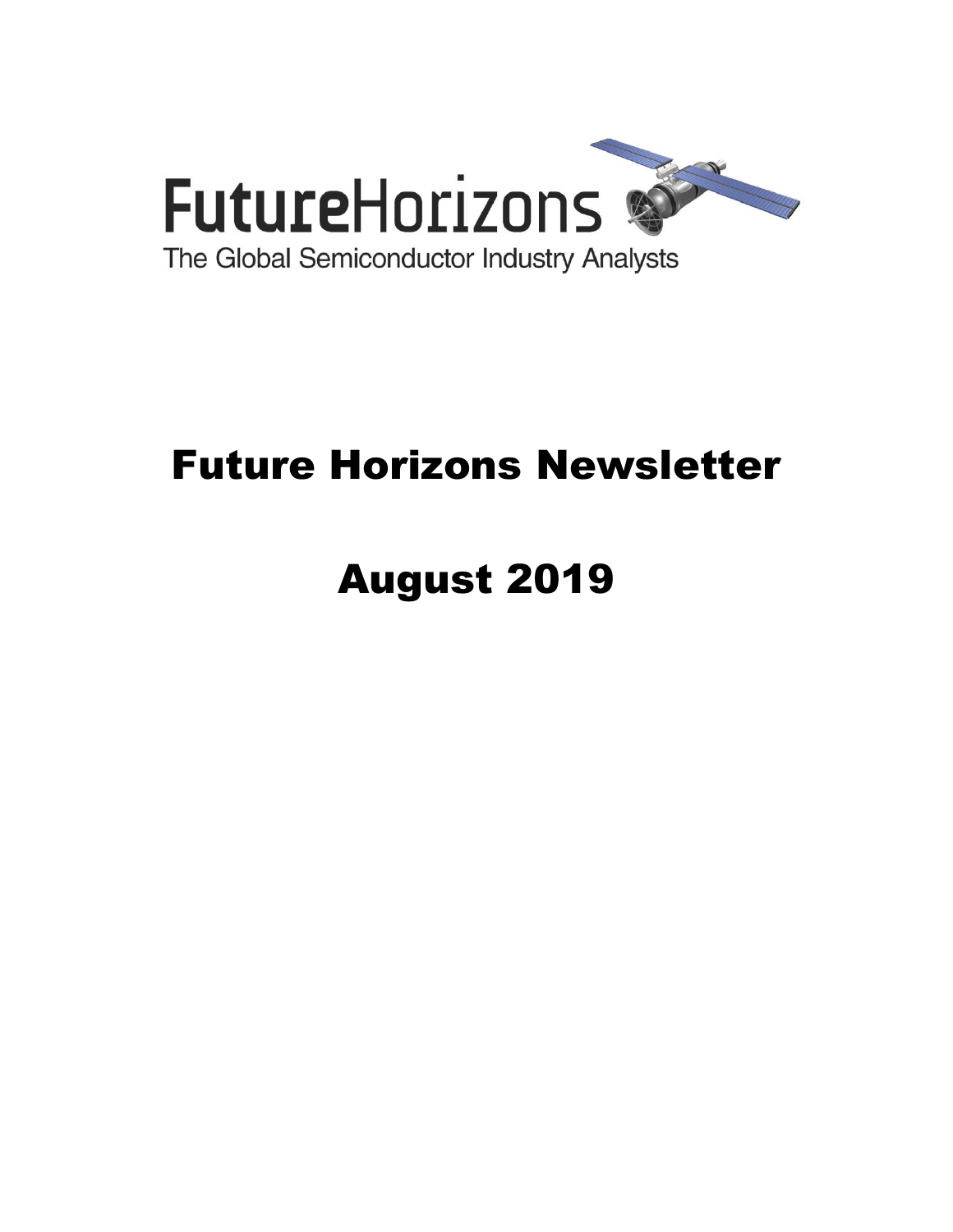FutureHorizons

The Global Semiconductor Industry Analysts

# Future Horizons Newsletter

# August 2019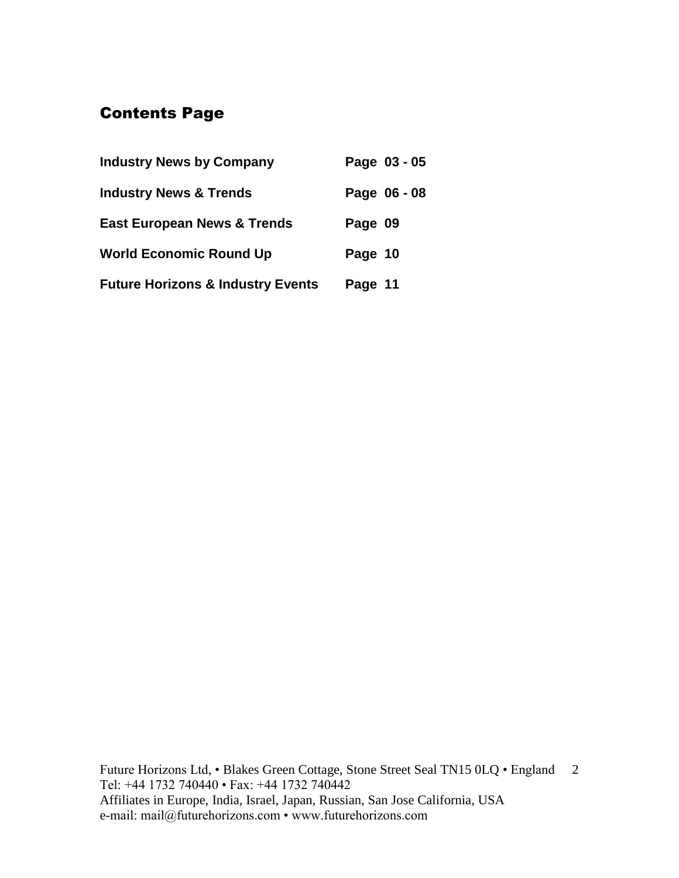## Contents Page

| | |
|---|---|
| **Industry News by Company** | **Page 03 - 05** |
| **Industry News & Trends** | **Page 06 - 08** |
| **East European News & Trends** | **Page 09** |
| **World Economic Round Up** | **Page 10** |
| **Future Horizons & Industry Events** | **Page 11** |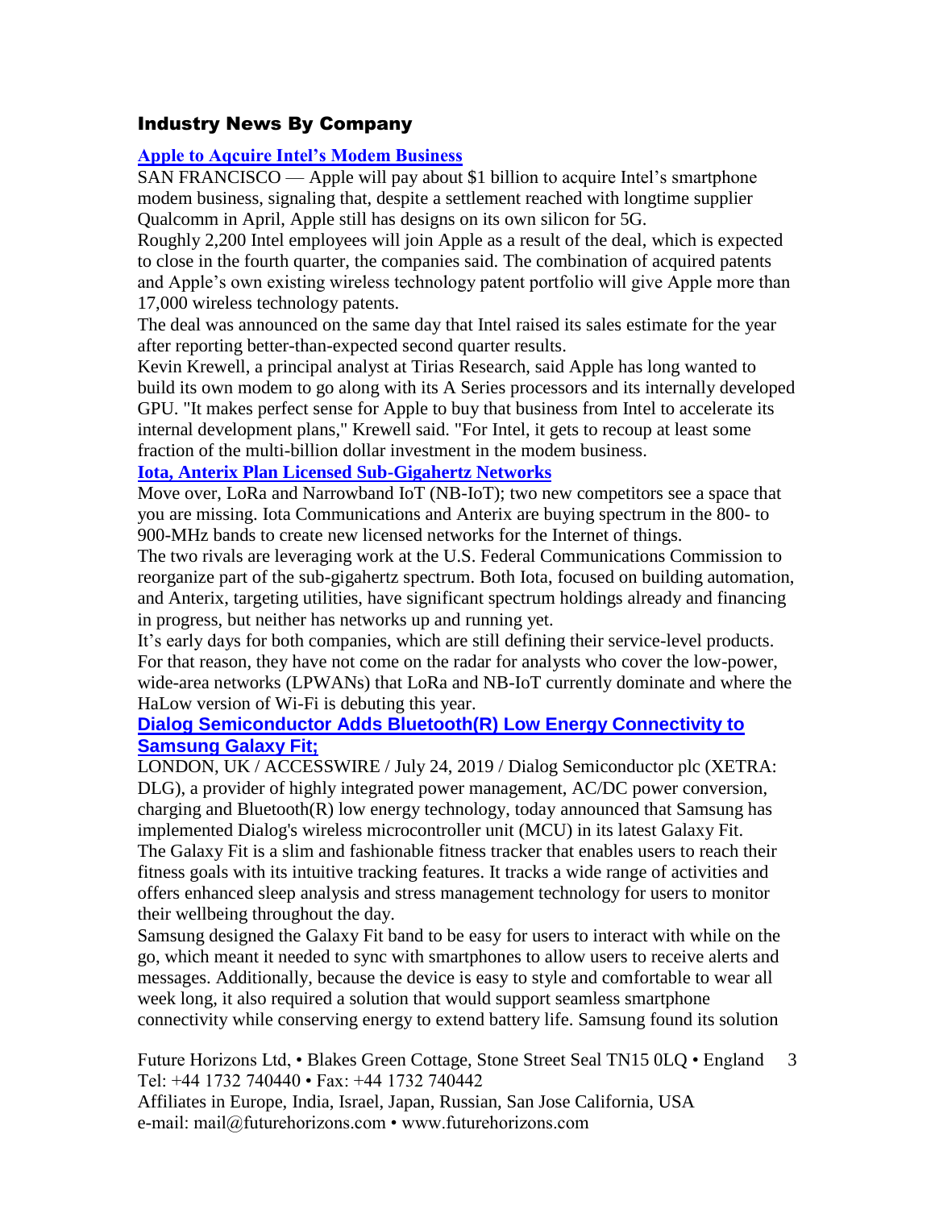## Industry News By Company

**Apple to Aqcuire Intel's Modem Business**

SAN FRANCISCO — Apple will pay about $1 billion to acquire Intel's smartphone modem business, signaling that, despite a settlement reached with longtime supplier Qualcomm in April, Apple still has designs on its own silicon for 5G.

Roughly 2,200 Intel employees will join Apple as a result of the deal, which is expected to close in the fourth quarter, the companies said. The combination of acquired patents and Apple's own existing wireless technology patent portfolio will give Apple more than 17,000 wireless technology patents.

The deal was announced on the same day that Intel raised its sales estimate for the year after reporting better-than-expected second quarter results.

Kevin Krewell, a principal analyst at Tirias Research, said Apple has long wanted to build its own modem to go along with its A Series processors and its internally developed GPU. "It makes perfect sense for Apple to buy that business from Intel to accelerate its internal development plans," Krewell said. "For Intel, it gets to recoup at least some fraction of the multi-billion dollar investment in the modem business.

**Iota, Anterix Plan Licensed Sub-Gigahertz Networks**

Move over, LoRa and Narrowband IoT (NB-IoT); two new competitors see a space that you are missing. Iota Communications and Anterix are buying spectrum in the 800- to 900-MHz bands to create new licensed networks for the Internet of things.

The two rivals are leveraging work at the U.S. Federal Communications Commission to reorganize part of the sub-gigahertz spectrum. Both Iota, focused on building automation, and Anterix, targeting utilities, have significant spectrum holdings already and financing in progress, but neither has networks up and running yet.

It's early days for both companies, which are still defining their service-level products. For that reason, they have not come on the radar for analysts who cover the low-power, wide-area networks (LPWANs) that LoRa and NB-IoT currently dominate and where the HaLow version of Wi-Fi is debuting this year.

**Dialog Semiconductor Adds Bluetooth(R) Low Energy Connectivity to Samsung Galaxy Fit;**

LONDON, UK / ACCESSWIRE / July 24, 2019 / Dialog Semiconductor plc (XETRA: DLG), a provider of highly integrated power management, AC/DC power conversion, charging and Bluetooth(R) low energy technology, today announced that Samsung has implemented Dialog's wireless microcontroller unit (MCU) in its latest Galaxy Fit.

The Galaxy Fit is a slim and fashionable fitness tracker that enables users to reach their fitness goals with its intuitive tracking features. It tracks a wide range of activities and offers enhanced sleep analysis and stress management technology for users to monitor their wellbeing throughout the day.

Samsung designed the Galaxy Fit band to be easy for users to interact with while on the go, which meant it needed to sync with smartphones to allow users to receive alerts and messages. Additionally, because the device is easy to style and comfortable to wear all week long, it also required a solution that would support seamless smartphone connectivity while conserving energy to extend battery life. Samsung found its solution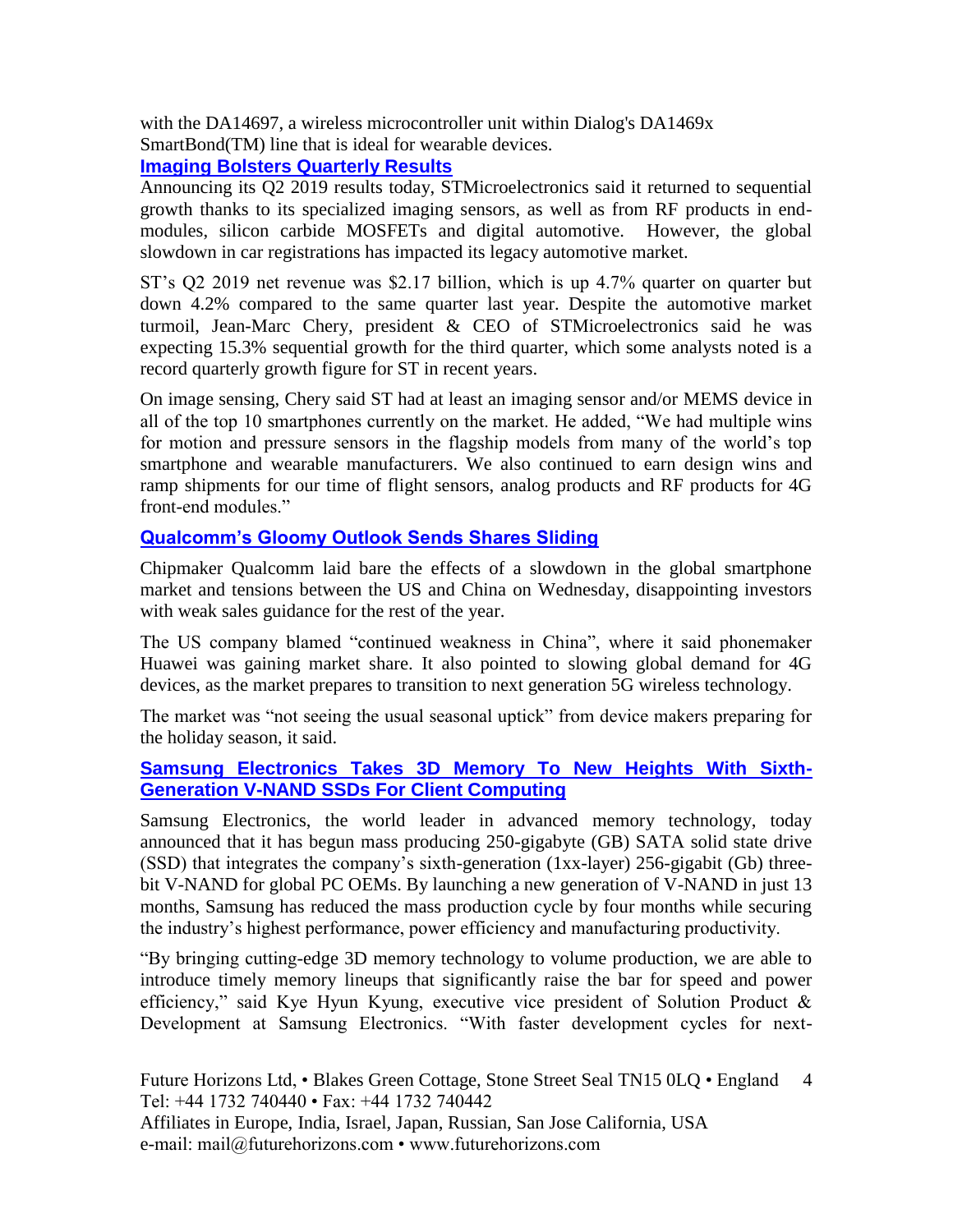with the DA14697, a wireless microcontroller unit within Dialog's DA1469x SmartBond(TM) line that is ideal for wearable devices.

### Imaging Bolsters Quarterly Results

Announcing its Q2 2019 results today, STMicroelectronics said it returned to sequential growth thanks to its specialized imaging sensors, as well as from RF products in end-modules, silicon carbide MOSFETs and digital automotive. However, the global slowdown in car registrations has impacted its legacy automotive market.

ST's Q2 2019 net revenue was $2.17 billion, which is up 4.7% quarter on quarter but down 4.2% compared to the same quarter last year. Despite the automotive market turmoil, Jean-Marc Chery, president & CEO of STMicroelectronics said he was expecting 15.3% sequential growth for the third quarter, which some analysts noted is a record quarterly growth figure for ST in recent years.

On image sensing, Chery said ST had at least an imaging sensor and/or MEMS device in all of the top 10 smartphones currently on the market. He added, "We had multiple wins for motion and pressure sensors in the flagship models from many of the world's top smartphone and wearable manufacturers. We also continued to earn design wins and ramp shipments for our time of flight sensors, analog products and RF products for 4G front-end modules."

### Qualcomm's Gloomy Outlook Sends Shares Sliding

Chipmaker Qualcomm laid bare the effects of a slowdown in the global smartphone market and tensions between the US and China on Wednesday, disappointing investors with weak sales guidance for the rest of the year.

The US company blamed "continued weakness in China", where it said phonemaker Huawei was gaining market share. It also pointed to slowing global demand for 4G devices, as the market prepares to transition to next generation 5G wireless technology.

The market was "not seeing the usual seasonal uptick" from device makers preparing for the holiday season, it said.

### Samsung Electronics Takes 3D Memory To New Heights With Sixth-Generation V-NAND SSDs For Client Computing

Samsung Electronics, the world leader in advanced memory technology, today announced that it has begun mass producing 250-gigabyte (GB) SATA solid state drive (SSD) that integrates the company's sixth-generation (1xx-layer) 256-gigabit (Gb) three-bit V-NAND for global PC OEMs. By launching a new generation of V-NAND in just 13 months, Samsung has reduced the mass production cycle by four months while securing the industry's highest performance, power efficiency and manufacturing productivity.

"By bringing cutting-edge 3D memory technology to volume production, we are able to introduce timely memory lineups that significantly raise the bar for speed and power efficiency," said Kye Hyun Kyung, executive vice president of Solution Product & Development at Samsung Electronics. "With faster development cycles for next-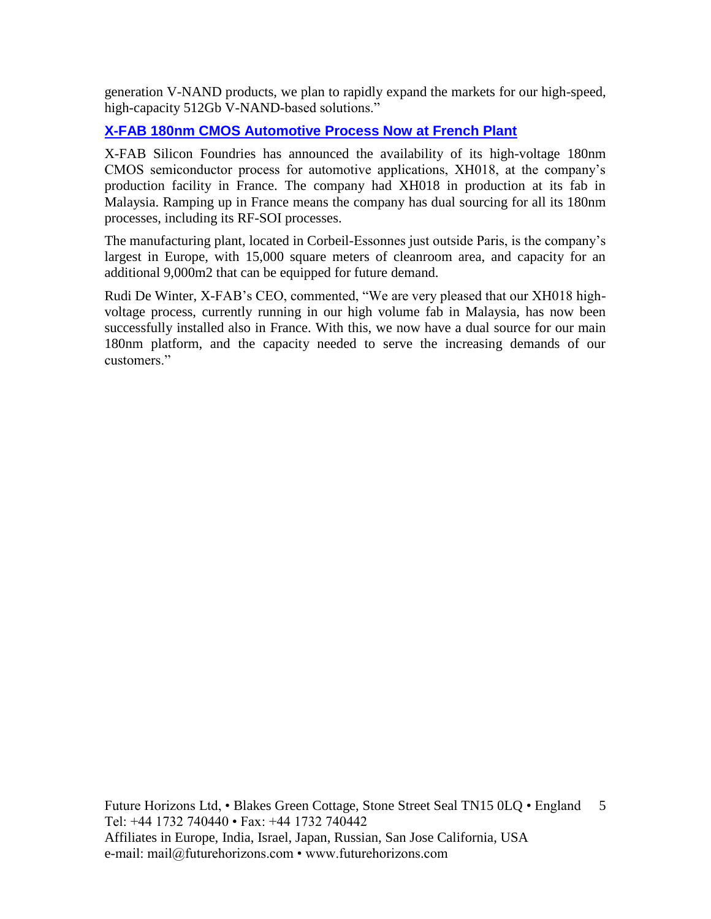generation V-NAND products, we plan to rapidly expand the markets for our high-speed, high-capacity 512Gb V-NAND-based solutions."

## X-FAB 180nm CMOS Automotive Process Now at French Plant

X-FAB Silicon Foundries has announced the availability of its high-voltage 180nm CMOS semiconductor process for automotive applications, XH018, at the company's production facility in France. The company had XH018 in production at its fab in Malaysia. Ramping up in France means the company has dual sourcing for all its 180nm processes, including its RF-SOI processes.

The manufacturing plant, located in Corbeil-Essonnes just outside Paris, is the company's largest in Europe, with 15,000 square meters of cleanroom area, and capacity for an additional 9,000m2 that can be equipped for future demand.

Rudi De Winter, X-FAB's CEO, commented, "We are very pleased that our XH018 high-voltage process, currently running in our high volume fab in Malaysia, has now been successfully installed also in France. With this, we now have a dual source for our main 180nm platform, and the capacity needed to serve the increasing demands of our customers."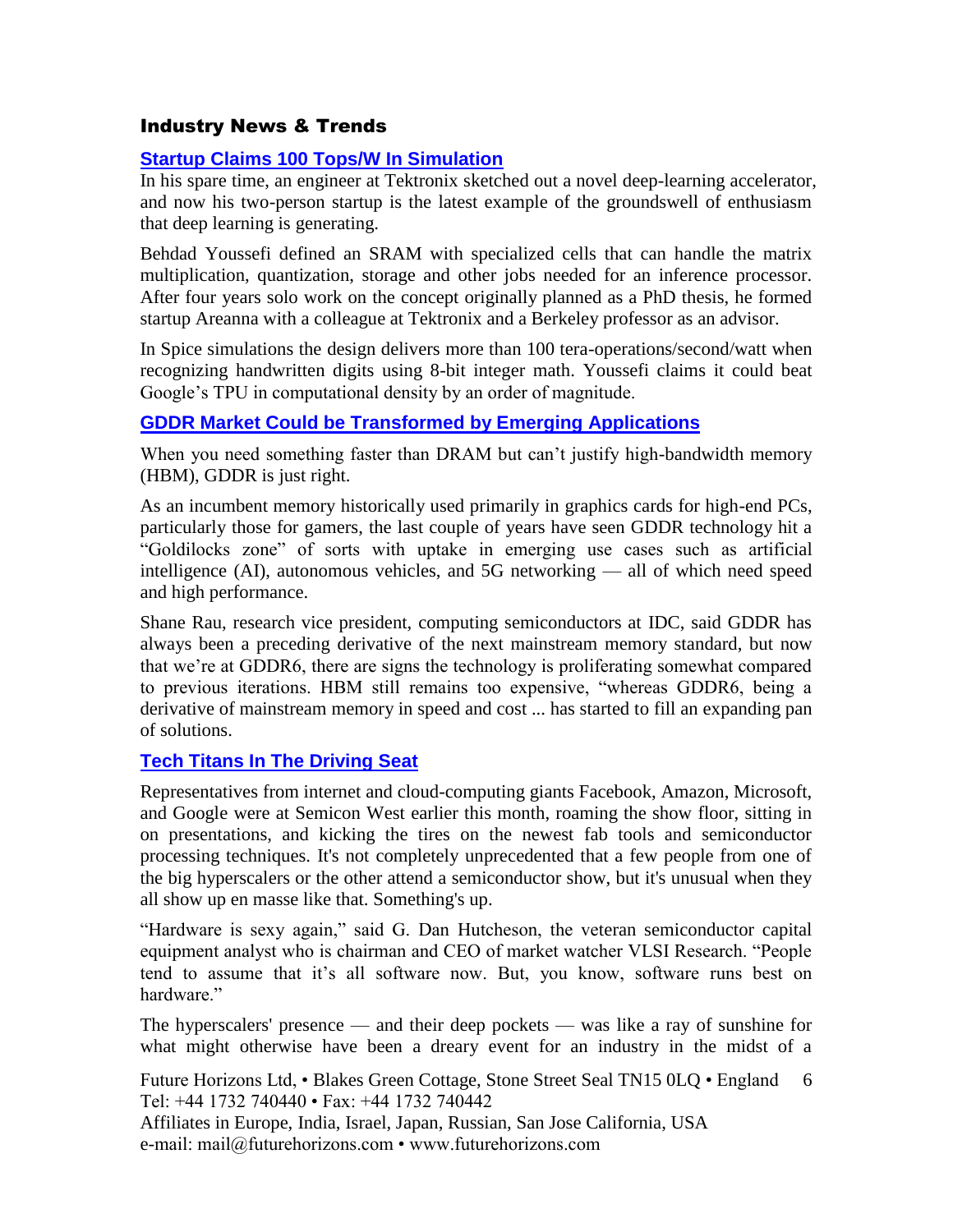## Industry News & Trends

### [Startup Claims 100 Tops/W In Simulation]

In his spare time, an engineer at Tektronix sketched out a novel deep-learning accelerator, and now his two-person startup is the latest example of the groundswell of enthusiasm that deep learning is generating.

Behdad Youssefi defined an SRAM with specialized cells that can handle the matrix multiplication, quantization, storage and other jobs needed for an inference processor. After four years solo work on the concept originally planned as a PhD thesis, he formed startup Areanna with a colleague at Tektronix and a Berkeley professor as an advisor.

In Spice simulations the design delivers more than 100 tera-operations/second/watt when recognizing handwritten digits using 8-bit integer math. Youssefi claims it could beat Google's TPU in computational density by an order of magnitude.

### [GDDR Market Could be Transformed by Emerging Applications]

When you need something faster than DRAM but can't justify high-bandwidth memory (HBM), GDDR is just right.

As an incumbent memory historically used primarily in graphics cards for high-end PCs, particularly those for gamers, the last couple of years have seen GDDR technology hit a "Goldilocks zone" of sorts with uptake in emerging use cases such as artificial intelligence (AI), autonomous vehicles, and 5G networking — all of which need speed and high performance.

Shane Rau, research vice president, computing semiconductors at IDC, said GDDR has always been a preceding derivative of the next mainstream memory standard, but now that we're at GDDR6, there are signs the technology is proliferating somewhat compared to previous iterations. HBM still remains too expensive, "whereas GDDR6, being a derivative of mainstream memory in speed and cost ... has started to fill an expanding pan of solutions.

### [Tech Titans In The Driving Seat]

Representatives from internet and cloud-computing giants Facebook, Amazon, Microsoft, and Google were at Semicon West earlier this month, roaming the show floor, sitting in on presentations, and kicking the tires on the newest fab tools and semiconductor processing techniques. It's not completely unprecedented that a few people from one of the big hyperscalers or the other attend a semiconductor show, but it's unusual when they all show up en masse like that. Something's up.

"Hardware is sexy again," said G. Dan Hutcheson, the veteran semiconductor capital equipment analyst who is chairman and CEO of market watcher VLSI Research. "People tend to assume that it's all software now. But, you know, software runs best on hardware."

The hyperscalers' presence — and their deep pockets — was like a ray of sunshine for what might otherwise have been a dreary event for an industry in the midst of a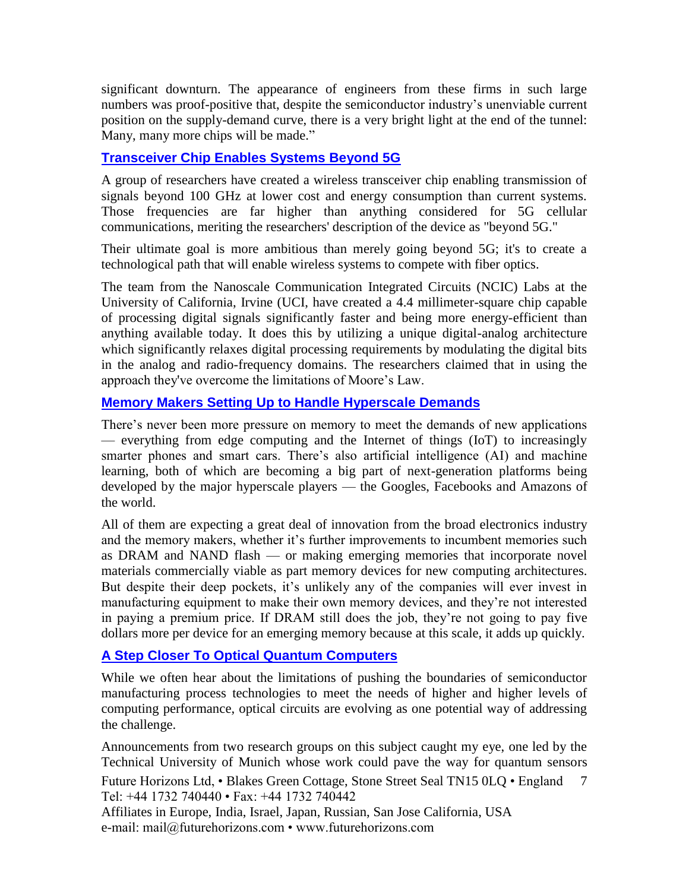significant downturn. The appearance of engineers from these firms in such large numbers was proof-positive that, despite the semiconductor industry's unenviable current position on the supply-demand curve, there is a very bright light at the end of the tunnel: Many, many more chips will be made."

## Transceiver Chip Enables Systems Beyond 5G

A group of researchers have created a wireless transceiver chip enabling transmission of signals beyond 100 GHz at lower cost and energy consumption than current systems. Those frequencies are far higher than anything considered for 5G cellular communications, meriting the researchers' description of the device as "beyond 5G."

Their ultimate goal is more ambitious than merely going beyond 5G; it's to create a technological path that will enable wireless systems to compete with fiber optics.

The team from the Nanoscale Communication Integrated Circuits (NCIC) Labs at the University of California, Irvine (UCI, have created a 4.4 millimeter-square chip capable of processing digital signals significantly faster and being more energy-efficient than anything available today. It does this by utilizing a unique digital-analog architecture which significantly relaxes digital processing requirements by modulating the digital bits in the analog and radio-frequency domains. The researchers claimed that in using the approach they've overcome the limitations of Moore's Law.

## Memory Makers Setting Up to Handle Hyperscale Demands

There's never been more pressure on memory to meet the demands of new applications — everything from edge computing and the Internet of things (IoT) to increasingly smarter phones and smart cars. There's also artificial intelligence (AI) and machine learning, both of which are becoming a big part of next-generation platforms being developed by the major hyperscale players — the Googles, Facebooks and Amazons of the world.

All of them are expecting a great deal of innovation from the broad electronics industry and the memory makers, whether it's further improvements to incumbent memories such as DRAM and NAND flash — or making emerging memories that incorporate novel materials commercially viable as part memory devices for new computing architectures. But despite their deep pockets, it's unlikely any of the companies will ever invest in manufacturing equipment to make their own memory devices, and they're not interested in paying a premium price. If DRAM still does the job, they're not going to pay five dollars more per device for an emerging memory because at this scale, it adds up quickly.

## A Step Closer To Optical Quantum Computers

While we often hear about the limitations of pushing the boundaries of semiconductor manufacturing process technologies to meet the needs of higher and higher levels of computing performance, optical circuits are evolving as one potential way of addressing the challenge.

Announcements from two research groups on this subject caught my eye, one led by the Technical University of Munich whose work could pave the way for quantum sensors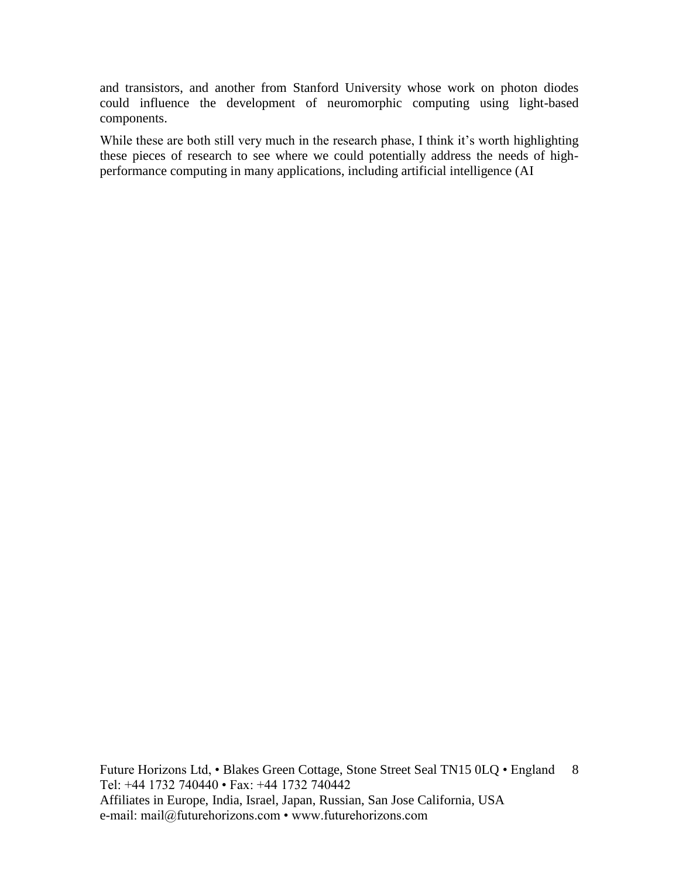and transistors, and another from Stanford University whose work on photon diodes could influence the development of neuromorphic computing using light-based components.

While these are both still very much in the research phase, I think it's worth highlighting these pieces of research to see where we could potentially address the needs of high-performance computing in many applications, including artificial intelligence (AI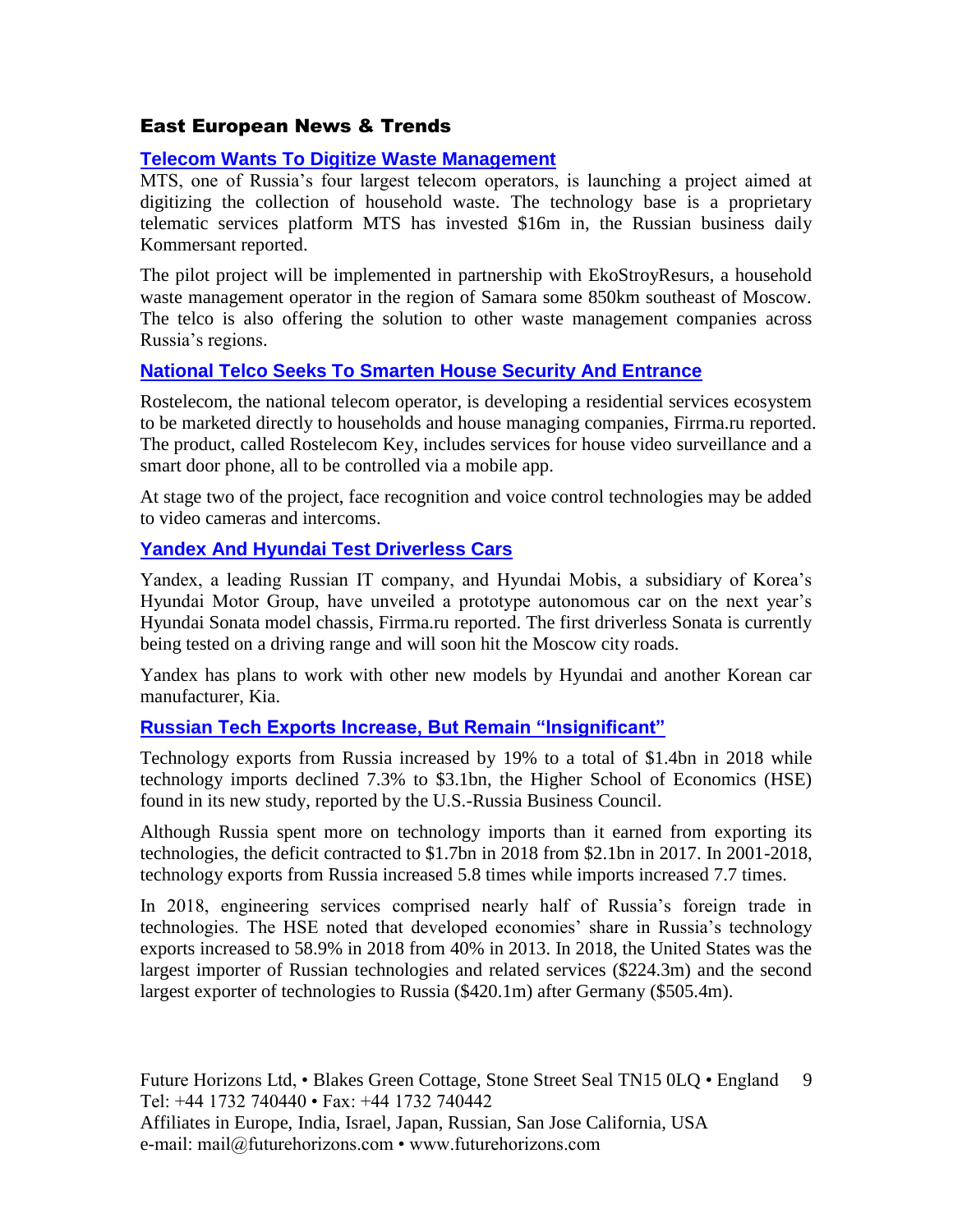## East European News & Trends

### Telecom Wants To Digitize Waste Management

MTS, one of Russia's four largest telecom operators, is launching a project aimed at digitizing the collection of household waste. The technology base is a proprietary telematic services platform MTS has invested $16m in, the Russian business daily Kommersant reported.

The pilot project will be implemented in partnership with EkoStroyResurs, a household waste management operator in the region of Samara some 850km southeast of Moscow. The telco is also offering the solution to other waste management companies across Russia's regions.

### National Telco Seeks To Smarten House Security And Entrance

Rostelecom, the national telecom operator, is developing a residential services ecosystem to be marketed directly to households and house managing companies, Firrma.ru reported. The product, called Rostelecom Key, includes services for house video surveillance and a smart door phone, all to be controlled via a mobile app.

At stage two of the project, face recognition and voice control technologies may be added to video cameras and intercoms.

### Yandex And Hyundai Test Driverless Cars

Yandex, a leading Russian IT company, and Hyundai Mobis, a subsidiary of Korea's Hyundai Motor Group, have unveiled a prototype autonomous car on the next year's Hyundai Sonata model chassis, Firrma.ru reported. The first driverless Sonata is currently being tested on a driving range and will soon hit the Moscow city roads.

Yandex has plans to work with other new models by Hyundai and another Korean car manufacturer, Kia.

### Russian Tech Exports Increase, But Remain "Insignificant"

Technology exports from Russia increased by 19% to a total of $1.4bn in 2018 while technology imports declined 7.3% to $3.1bn, the Higher School of Economics (HSE) found in its new study, reported by the U.S.-Russia Business Council.

Although Russia spent more on technology imports than it earned from exporting its technologies, the deficit contracted to $1.7bn in 2018 from $2.1bn in 2017. In 2001-2018, technology exports from Russia increased 5.8 times while imports increased 7.7 times.

In 2018, engineering services comprised nearly half of Russia's foreign trade in technologies. The HSE noted that developed economies' share in Russia's technology exports increased to 58.9% in 2018 from 40% in 2013. In 2018, the United States was the largest importer of Russian technologies and related services ($224.3m) and the second largest exporter of technologies to Russia ($420.1m) after Germany ($505.4m).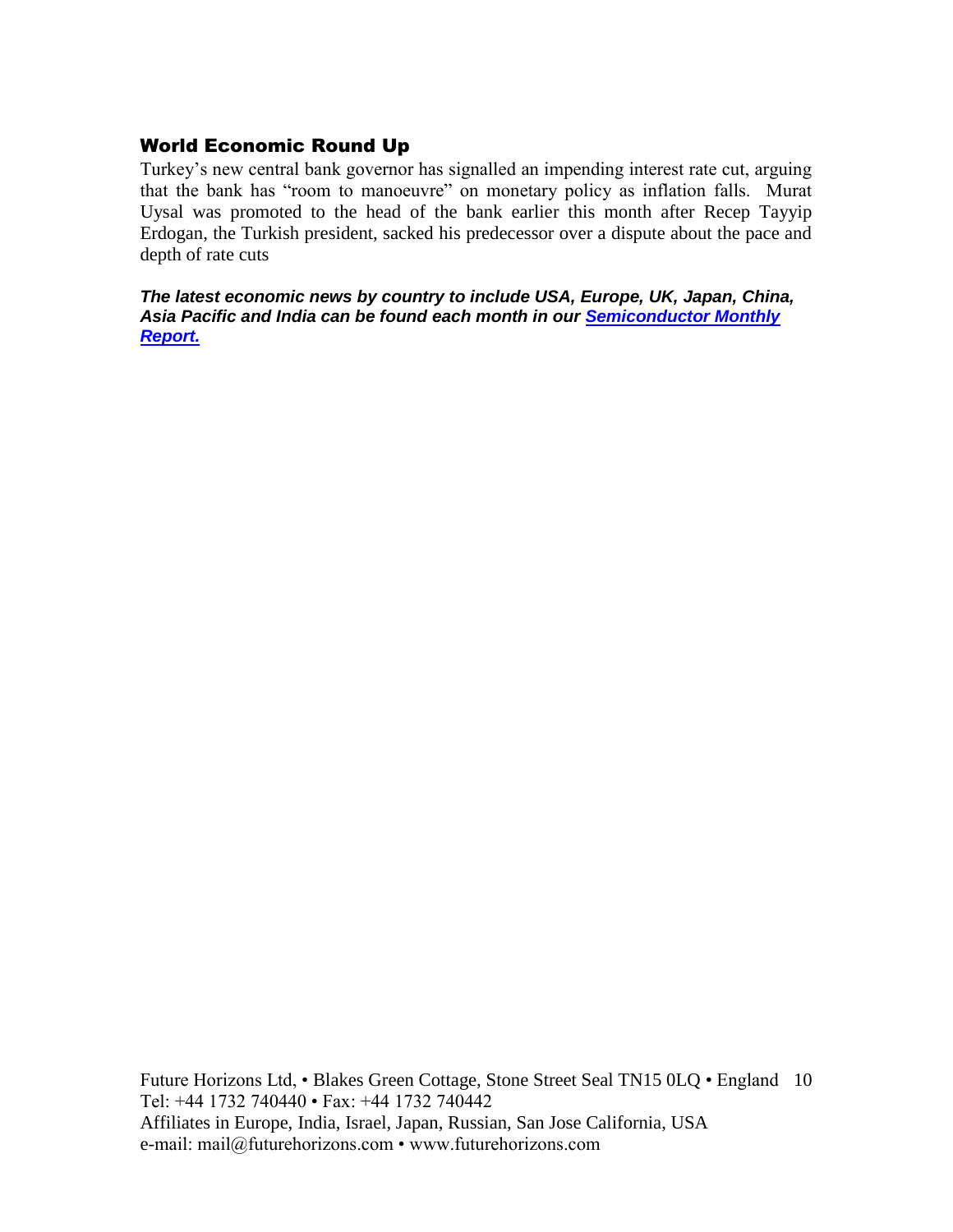## World Economic Round Up

Turkey's new central bank governor has signalled an impending interest rate cut, arguing that the bank has "room to manoeuvre" on monetary policy as inflation falls. Murat Uysal was promoted to the head of the bank earlier this month after Recep Tayyip Erdogan, the Turkish president, sacked his predecessor over a dispute about the pace and depth of rate cuts

***The latest economic news by country to include USA, Europe, UK, Japan, China, Asia Pacific and India can be found each month in our Semiconductor Monthly Report.***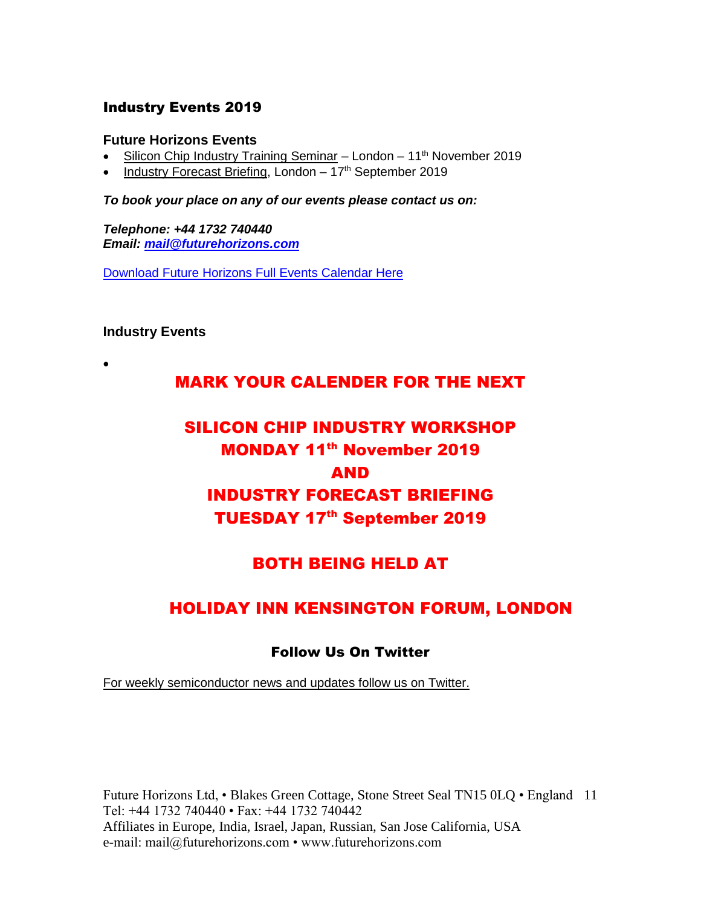## Industry Events 2019

### Future Horizons Events

- Silicon Chip Industry Training Seminar – London – 11th November 2019
- Industry Forecast Briefing, London – 17th September 2019

***To book your place on any of our events please contact us on:***

***Telephone: +44 1732 740440***
***Email: mail@futurehorizons.com***

Download Future Horizons Full Events Calendar Here

### Industry Events

-

**MARK YOUR CALENDER FOR THE NEXT**

**SILICON CHIP INDUSTRY WORKSHOP**
**MONDAY 11th November 2019**
**AND**
**INDUSTRY FORECAST BRIEFING**
**TUESDAY 17th September 2019**

**BOTH BEING HELD AT**

**HOLIDAY INN KENSINGTON FORUM, LONDON**

**Follow Us On Twitter**

For weekly semiconductor news and updates follow us on Twitter.

Future Horizons Ltd, • Blakes Green Cottage, Stone Street Seal TN15 0LQ • England
Tel: +44 1732 740440 • Fax: +44 1732 740442
Affiliates in Europe, India, Israel, Japan, Russian, San Jose California, USA
e-mail: mail@futurehorizons.com • www.futurehorizons.com